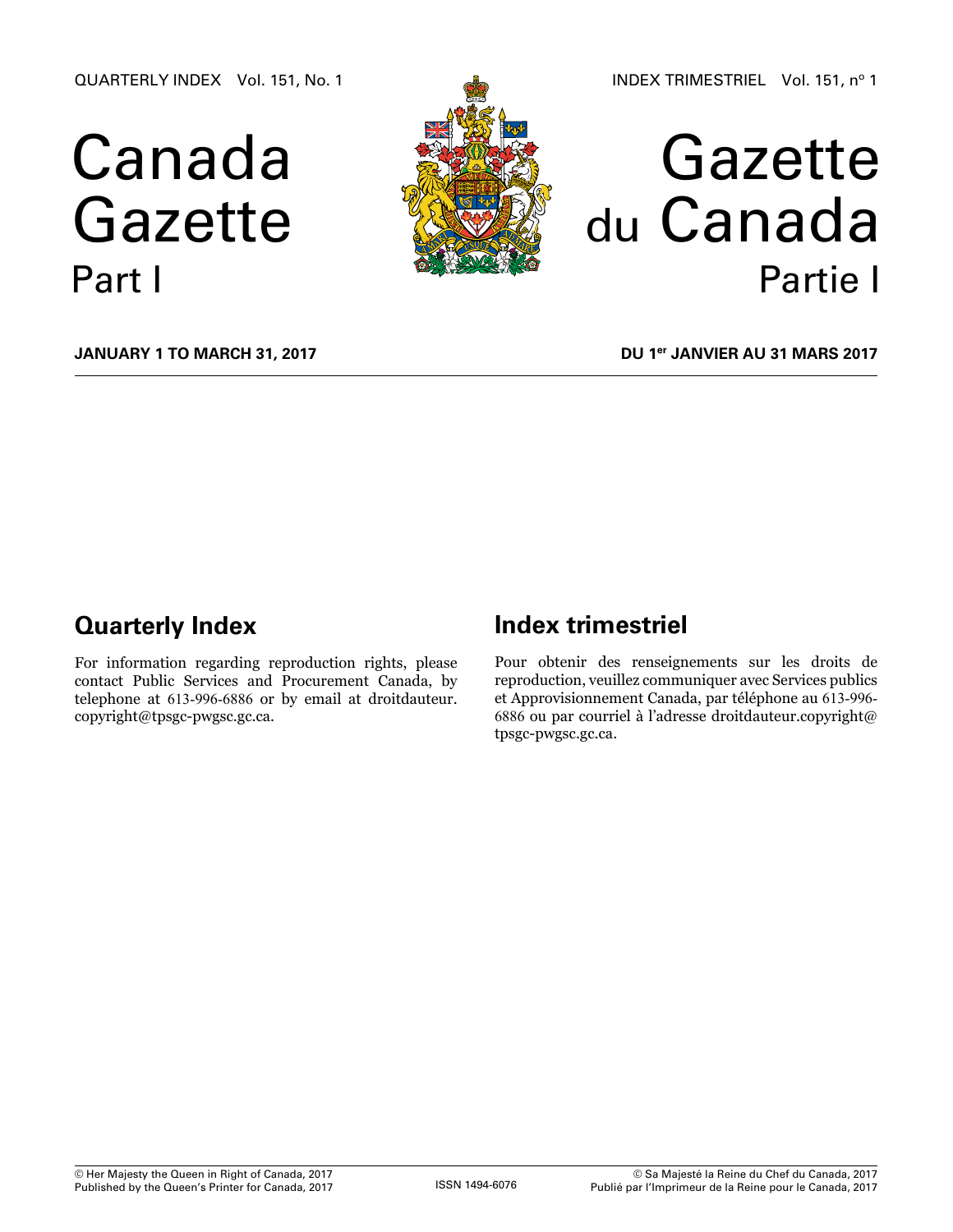QUARTERLY INDEX Vol. 151, No. 1

INDEX TRIMESTRIEL Vol. 151, nº 1

# Canada Gazette Part I

# Gazette du Canada Partie I

**JANUARY 1 TO MARCH 31, 2017**

**DU 1er JANVIER AU 31 MARS 2017**

## Quarterly Index

For information regarding reproduction rights, please contact Public Services and Procurement Canada, by telephone at 613-996-6886 or by email at droitdauteur.copyright@tpsgc-pwgsc.gc.ca.

## Index trimestriel

Pour obtenir des renseignements sur les droits de reproduction, veuillez communiquer avec Services publics et Approvisionnement Canada, par téléphone au 613-996-6886 ou par courriel à l'adresse droitdauteur.copyright@tpsgc-pwgsc.gc.ca.

© Her Majesty the Queen in Right of Canada, 2017
Published by the Queen's Printer for Canada, 2017

ISSN 1494-6076

© Sa Majesté la Reine du Chef du Canada, 2017
Publié par l'Imprimeur de la Reine pour le Canada, 2017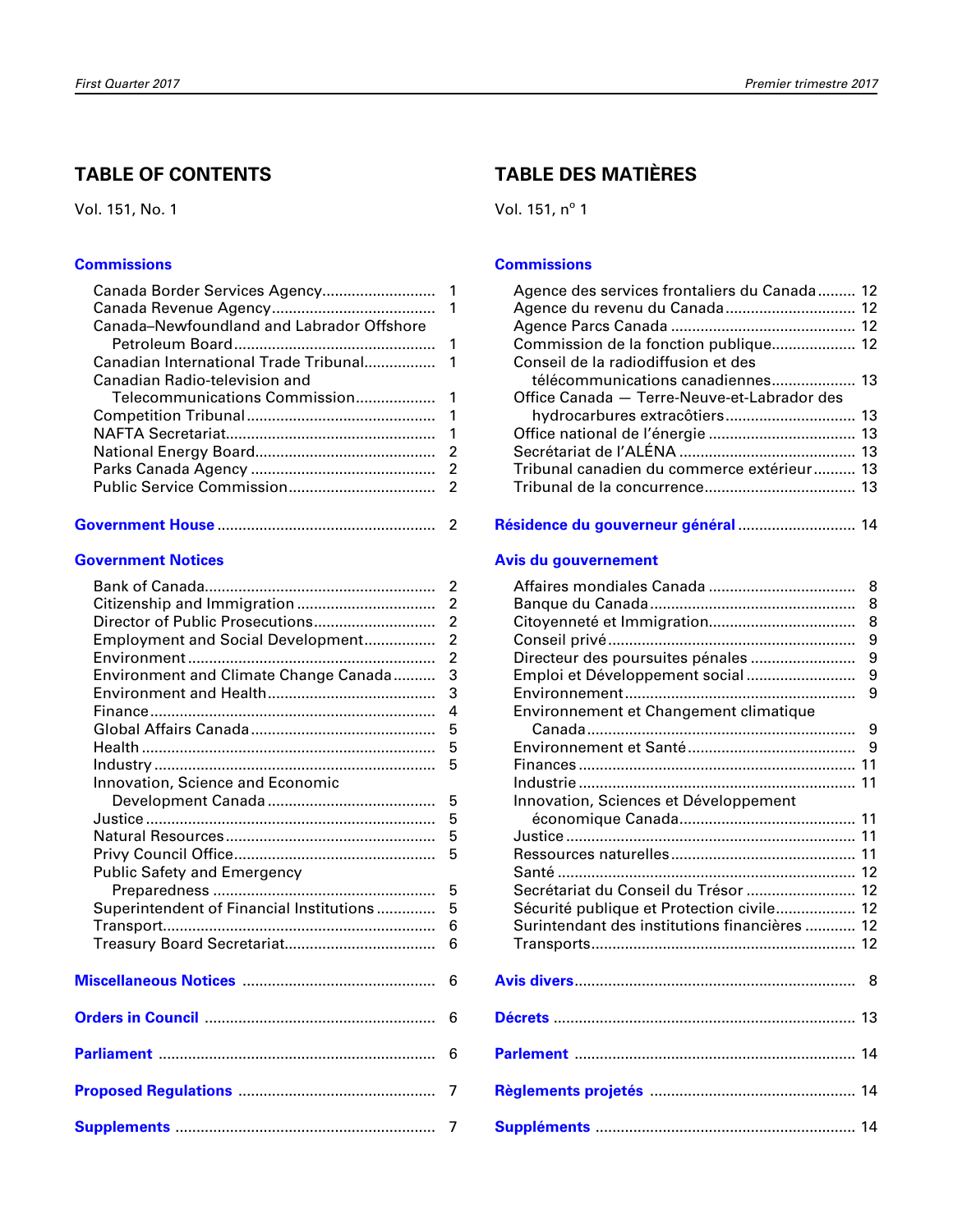## TABLE OF CONTENTS

Vol. 151, No. 1

**Commissions**

- Canada Border Services Agency .......... 1
- Canada Revenue Agency .......... 1
- Canada–Newfoundland and Labrador Offshore Petroleum Board .......... 1
- Canadian International Trade Tribunal .......... 1
- Canadian Radio-television and Telecommunications Commission .......... 1
- Competition Tribunal .......... 1
- NAFTA Secretariat .......... 1
- National Energy Board .......... 2
- Parks Canada Agency .......... 2
- Public Service Commission .......... 2

**Government House** .......... 2

**Government Notices**

- Bank of Canada .......... 2
- Citizenship and Immigration .......... 2
- Director of Public Prosecutions .......... 2
- Employment and Social Development .......... 2
- Environment .......... 2
- Environment and Climate Change Canada .......... 3
- Environment and Health .......... 3
- Finance .......... 4
- Global Affairs Canada .......... 5
- Health .......... 5
- Industry .......... 5
- Innovation, Science and Economic Development Canada .......... 5
- Justice .......... 5
- Natural Resources .......... 5
- Privy Council Office .......... 5
- Public Safety and Emergency Preparedness .......... 5
- Superintendent of Financial Institutions .......... 5
- Transport .......... 6
- Treasury Board Secretariat .......... 6

**Miscellaneous Notices** .......... 6

**Orders in Council** .......... 6

**Parliament** .......... 6

**Proposed Regulations** .......... 7

**Supplements** .......... 7

## TABLE DES MATIÈRES

Vol. 151, n° 1

**Commissions**

- Agence des services frontaliers du Canada .......... 12
- Agence du revenu du Canada .......... 12
- Agence Parcs Canada .......... 12
- Commission de la fonction publique .......... 12
- Conseil de la radiodiffusion et des télécommunications canadiennes .......... 13
- Office Canada — Terre-Neuve-et-Labrador des hydrocarbures extracôtiers .......... 13
- Office national de l'énergie .......... 13
- Secrétariat de l'ALÉNA .......... 13
- Tribunal canadien du commerce extérieur .......... 13
- Tribunal de la concurrence .......... 13

**Résidence du gouverneur général** .......... 14

**Avis du gouvernement**

- Affaires mondiales Canada .......... 8
- Banque du Canada .......... 8
- Citoyenneté et Immigration .......... 8
- Conseil privé .......... 9
- Directeur des poursuites pénales .......... 9
- Emploi et Développement social .......... 9
- Environnement .......... 9
- Environnement et Changement climatique Canada .......... 9
- Environnement et Santé .......... 9
- Finances .......... 11
- Industrie .......... 11
- Innovation, Sciences et Développement économique Canada .......... 11
- Justice .......... 11
- Ressources naturelles .......... 11
- Santé .......... 12
- Secrétariat du Conseil du Trésor .......... 12
- Sécurité publique et Protection civile .......... 12
- Surintendant des institutions financières .......... 12
- Transports .......... 12

**Avis divers** .......... 8

**Décrets** .......... 13

**Parlement** .......... 14

**Règlements projetés** .......... 14

**Suppléments** .......... 14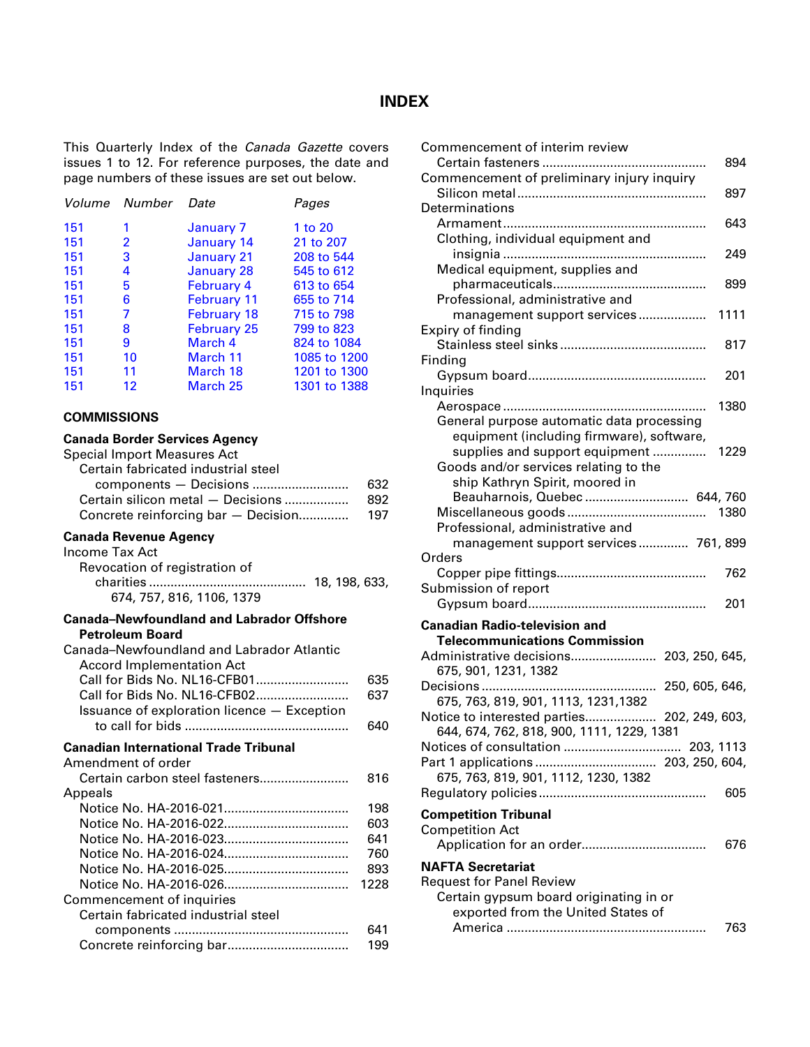# INDEX

This Quarterly Index of the *Canada Gazette* covers issues 1 to 12. For reference purposes, the date and page numbers of these issues are set out below.

| *Volume* | *Number* | *Date* | *Pages* |
|---|---|---|---|
| 151 | 1 | January 7 | 1 to 20 |
| 151 | 2 | January 14 | 21 to 207 |
| 151 | 3 | January 21 | 208 to 544 |
| 151 | 4 | January 28 | 545 to 612 |
| 151 | 5 | February 4 | 613 to 654 |
| 151 | 6 | February 11 | 655 to 714 |
| 151 | 7 | February 18 | 715 to 798 |
| 151 | 8 | February 25 | 799 to 823 |
| 151 | 9 | March 4 | 824 to 1084 |
| 151 | 10 | March 11 | 1085 to 1200 |
| 151 | 11 | March 18 | 1201 to 1300 |
| 151 | 12 | March 25 | 1301 to 1388 |

## COMMISSIONS

**Canada Border Services Agency**

Special Import Measures Act
- Certain fabricated industrial steel components — Decisions .......... 632
- Certain silicon metal — Decisions .......... 892
- Concrete reinforcing bar — Decision.......... 197

**Canada Revenue Agency**

Income Tax Act
- Revocation of registration of charities .......... 18, 198, 633, 674, 757, 816, 1106, 1379

**Canada–Newfoundland and Labrador Offshore Petroleum Board**

Canada–Newfoundland and Labrador Atlantic Accord Implementation Act
- Call for Bids No. NL16-CFB01.......... 635
- Call for Bids No. NL16-CFB02.......... 637
- Issuance of exploration licence — Exception to call for bids .......... 640

**Canadian International Trade Tribunal**

Amendment of order
- Certain carbon steel fasteners.......... 816

Appeals
- Notice No. HA-2016-021.......... 198
- Notice No. HA-2016-022.......... 603
- Notice No. HA-2016-023.......... 641
- Notice No. HA-2016-024.......... 760
- Notice No. HA-2016-025.......... 893
- Notice No. HA-2016-026.......... 1228

Commencement of inquiries
- Certain fabricated industrial steel components .......... 641
- Concrete reinforcing bar.......... 199

Commencement of interim review
- Certain fasteners .......... 894

Commencement of preliminary injury inquiry
- Silicon metal .......... 897

Determinations
- Armament .......... 643
- Clothing, individual equipment and insignia .......... 249
- Medical equipment, supplies and pharmaceuticals.......... 899
- Professional, administrative and management support services .......... 1111

Expiry of finding
- Stainless steel sinks .......... 817

Finding
- Gypsum board.......... 201

Inquiries
- Aerospace .......... 1380
- General purpose automatic data processing equipment (including firmware), software, supplies and support equipment .......... 1229
- Goods and/or services relating to the ship Kathryn Spirit, moored in Beauharnois, Quebec .......... 644, 760
- Miscellaneous goods .......... 1380
- Professional, administrative and management support services .......... 761, 899

Orders
- Copper pipe fittings.......... 762

Submission of report
- Gypsum board.......... 201

**Canadian Radio-television and Telecommunications Commission**

- Administrative decisions.......... 203, 250, 645, 675, 901, 1231, 1382
- Decisions .......... 250, 605, 646, 675, 763, 819, 901, 1113, 1231,1382
- Notice to interested parties.......... 202, 249, 603, 644, 674, 762, 818, 900, 1111, 1229, 1381
- Notices of consultation .......... 203, 1113
- Part 1 applications .......... 203, 250, 604, 675, 763, 819, 901, 1112, 1230, 1382
- Regulatory policies .......... 605

**Competition Tribunal**

Competition Act
- Application for an order.......... 676

**NAFTA Secretariat**

Request for Panel Review
- Certain gypsum board originating in or exported from the United States of America .......... 763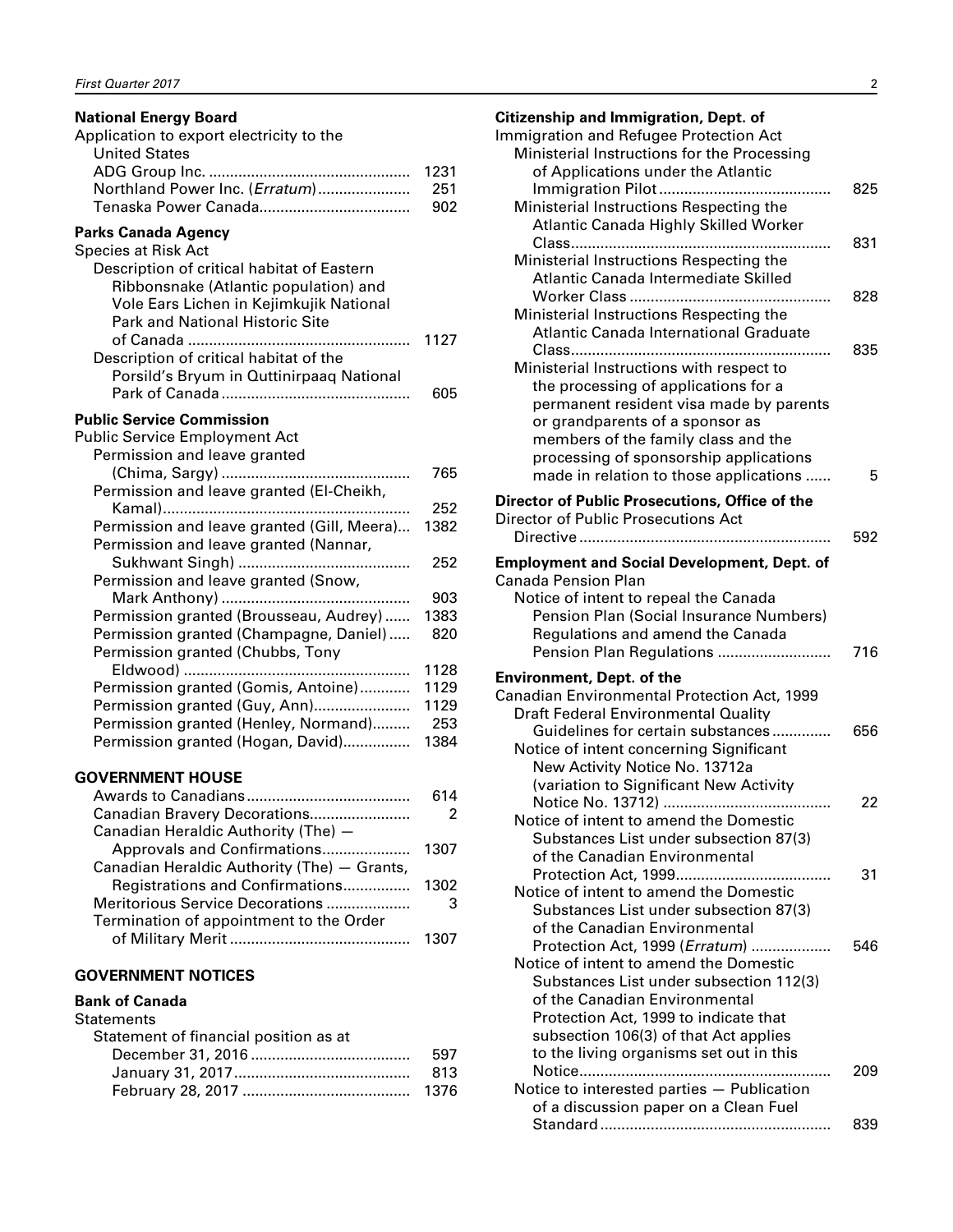**National Energy Board**

Application to export electricity to the United States

- ADG Group Inc. ... 1231
- Northland Power Inc. (*Erratum*) ... 251
- Tenaska Power Canada ... 902

**Parks Canada Agency**

Species at Risk Act

- Description of critical habitat of Eastern Ribbonsnake (Atlantic population) and Vole Ears Lichen in Kejimkujik National Park and National Historic Site of Canada ... 1127
- Description of critical habitat of the Porsild's Bryum in Quttinirpaaq National Park of Canada ... 605

**Public Service Commission**

Public Service Employment Act

- Permission and leave granted (Chima, Sargy) ... 765
- Permission and leave granted (El-Cheikh, Kamal) ... 252
- Permission and leave granted (Gill, Meera) ... 1382
- Permission and leave granted (Nannar, Sukhwant Singh) ... 252
- Permission and leave granted (Snow, Mark Anthony) ... 903
- Permission granted (Brousseau, Audrey) ... 1383
- Permission granted (Champagne, Daniel) ... 820
- Permission granted (Chubbs, Tony Eldwood) ... 1128
- Permission granted (Gomis, Antoine) ... 1129
- Permission granted (Guy, Ann) ... 1129
- Permission granted (Henley, Normand) ... 253
- Permission granted (Hogan, David) ... 1384

**GOVERNMENT HOUSE**

- Awards to Canadians ... 614
- Canadian Bravery Decorations ... 2
- Canadian Heraldic Authority (The) — Approvals and Confirmations ... 1307
- Canadian Heraldic Authority (The) — Grants, Registrations and Confirmations ... 1302
- Meritorious Service Decorations ... 3
- Termination of appointment to the Order of Military Merit ... 1307

**GOVERNMENT NOTICES**

**Bank of Canada**

Statements

Statement of financial position as at

- December 31, 2016 ... 597
- January 31, 2017 ... 813
- February 28, 2017 ... 1376

**Citizenship and Immigration, Dept. of**

Immigration and Refugee Protection Act

- Ministerial Instructions for the Processing of Applications under the Atlantic Immigration Pilot ... 825
- Ministerial Instructions Respecting the Atlantic Canada Highly Skilled Worker Class ... 831
- Ministerial Instructions Respecting the Atlantic Canada Intermediate Skilled Worker Class ... 828
- Ministerial Instructions Respecting the Atlantic Canada International Graduate Class ... 835
- Ministerial Instructions with respect to the processing of applications for a permanent resident visa made by parents or grandparents of a sponsor as members of the family class and the processing of sponsorship applications made in relation to those applications ... 5

**Director of Public Prosecutions, Office of the**

Director of Public Prosecutions Act

- Directive ... 592

**Employment and Social Development, Dept. of**

Canada Pension Plan

- Notice of intent to repeal the Canada Pension Plan (Social Insurance Numbers) Regulations and amend the Canada Pension Plan Regulations ... 716

**Environment, Dept. of the**

Canadian Environmental Protection Act, 1999

- Draft Federal Environmental Quality Guidelines for certain substances ... 656
- Notice of intent concerning Significant New Activity Notice No. 13712a (variation to Significant New Activity Notice No. 13712) ... 22
- Notice of intent to amend the Domestic Substances List under subsection 87(3) of the Canadian Environmental Protection Act, 1999 ... 31
- Notice of intent to amend the Domestic Substances List under subsection 87(3) of the Canadian Environmental Protection Act, 1999 (*Erratum*) ... 546
- Notice of intent to amend the Domestic Substances List under subsection 112(3) of the Canadian Environmental Protection Act, 1999 to indicate that subsection 106(3) of that Act applies to the living organisms set out in this Notice ... 209
- Notice to interested parties — Publication of a discussion paper on a Clean Fuel Standard ... 839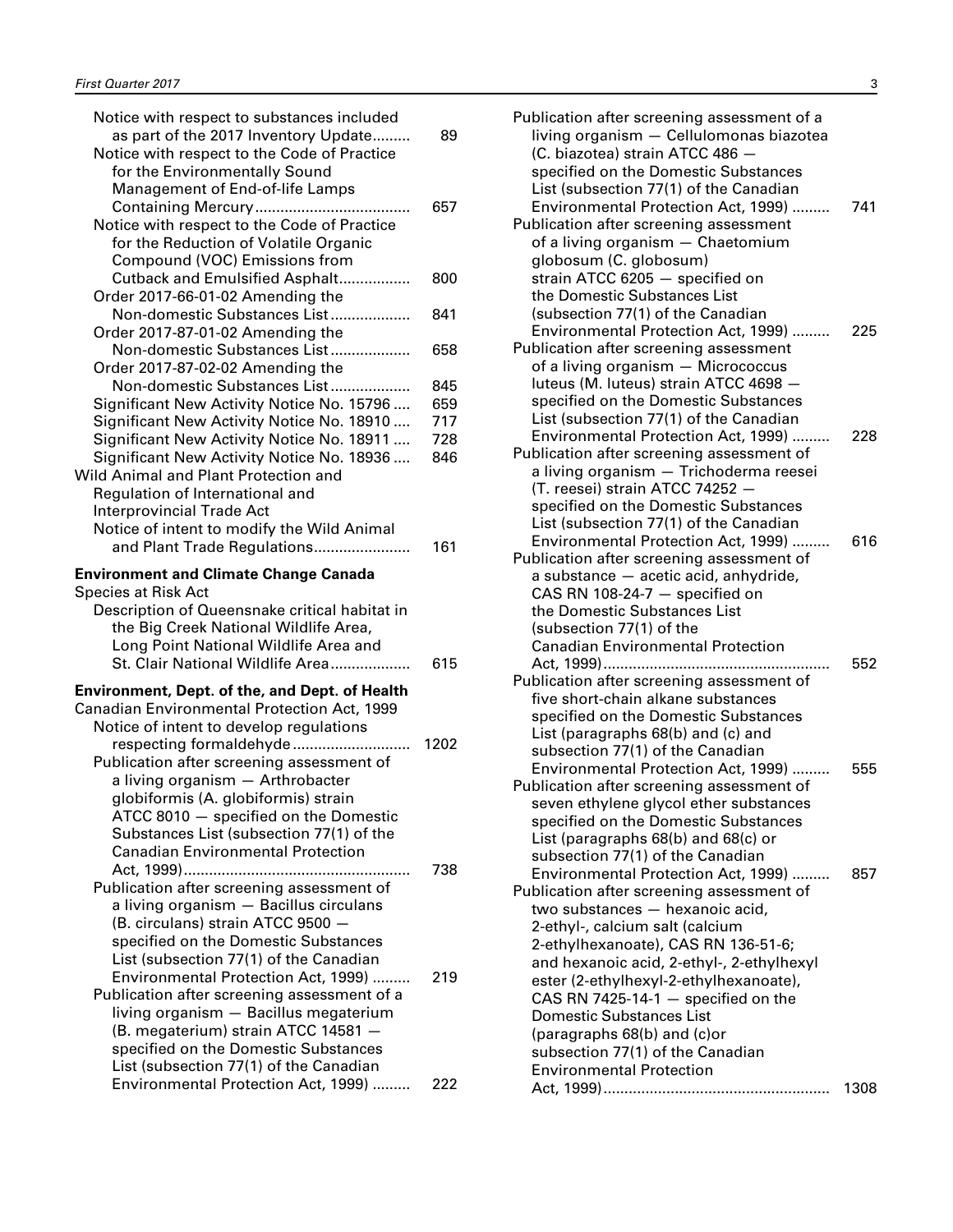Notice with respect to substances included as part of the 2017 Inventory Update......... 89
Notice with respect to the Code of Practice for the Environmentally Sound Management of End-of-life Lamps Containing Mercury..................................... 657
Notice with respect to the Code of Practice for the Reduction of Volatile Organic Compound (VOC) Emissions from Cutback and Emulsified Asphalt................. 800
Order 2017-66-01-02 Amending the Non-domestic Substances List................... 841
Order 2017-87-01-02 Amending the Non-domestic Substances List................... 658
Order 2017-87-02-02 Amending the Non-domestic Substances List................... 845
Significant New Activity Notice No. 15796 .... 659
Significant New Activity Notice No. 18910 .... 717
Significant New Activity Notice No. 18911 .... 728
Significant New Activity Notice No. 18936 .... 846

Wild Animal and Plant Protection and Regulation of International and Interprovincial Trade Act
Notice of intent to modify the Wild Animal and Plant Trade Regulations....................... 161

**Environment and Climate Change Canada**

Species at Risk Act
Description of Queensnake critical habitat in the Big Creek National Wildlife Area, Long Point National Wildlife Area and St. Clair National Wildlife Area................... 615

**Environment, Dept. of the, and Dept. of Health**

Canadian Environmental Protection Act, 1999
Notice of intent to develop regulations respecting formaldehyde............................ 1202
Publication after screening assessment of a living organism — Arthrobacter globiformis (A. globiformis) strain ATCC 8010 — specified on the Domestic Substances List (subsection 77(1) of the Canadian Environmental Protection Act, 1999)...................................................... 738
Publication after screening assessment of a living organism — Bacillus circulans (B. circulans) strain ATCC 9500 — specified on the Domestic Substances List (subsection 77(1) of the Canadian Environmental Protection Act, 1999) ......... 219
Publication after screening assessment of a living organism — Bacillus megaterium (B. megaterium) strain ATCC 14581 — specified on the Domestic Substances List (subsection 77(1) of the Canadian Environmental Protection Act, 1999) ......... 222
Publication after screening assessment of a living organism — Cellulomonas biazotea (C. biazotea) strain ATCC 486 — specified on the Domestic Substances List (subsection 77(1) of the Canadian Environmental Protection Act, 1999) ......... 741
Publication after screening assessment of a living organism — Chaetomium globosum (C. globosum) strain ATCC 6205 — specified on the Domestic Substances List (subsection 77(1) of the Canadian Environmental Protection Act, 1999) ......... 225
Publication after screening assessment of a living organism — Micrococcus luteus (M. luteus) strain ATCC 4698 — specified on the Domestic Substances List (subsection 77(1) of the Canadian Environmental Protection Act, 1999) ......... 228
Publication after screening assessment of a living organism — Trichoderma reesei (T. reesei) strain ATCC 74252 — specified on the Domestic Substances List (subsection 77(1) of the Canadian Environmental Protection Act, 1999) ......... 616
Publication after screening assessment of a substance — acetic acid, anhydride, CAS RN 108-24-7 — specified on the Domestic Substances List (subsection 77(1) of the Canadian Environmental Protection Act, 1999)...................................................... 552
Publication after screening assessment of five short-chain alkane substances specified on the Domestic Substances List (paragraphs 68(b) and (c) and subsection 77(1) of the Canadian Environmental Protection Act, 1999) ......... 555
Publication after screening assessment of seven ethylene glycol ether substances specified on the Domestic Substances List (paragraphs 68(b) and 68(c) or subsection 77(1) of the Canadian Environmental Protection Act, 1999) ......... 857
Publication after screening assessment of two substances — hexanoic acid, 2-ethyl-, calcium salt (calcium 2-ethylhexanoate), CAS RN 136-51-6; and hexanoic acid, 2-ethyl-, 2-ethylhexyl ester (2-ethylhexyl-2-ethylhexanoate), CAS RN 7425-14-1 — specified on the Domestic Substances List (paragraphs 68(b) and (c)or subsection 77(1) of the Canadian Environmental Protection Act, 1999)...................................................... 1308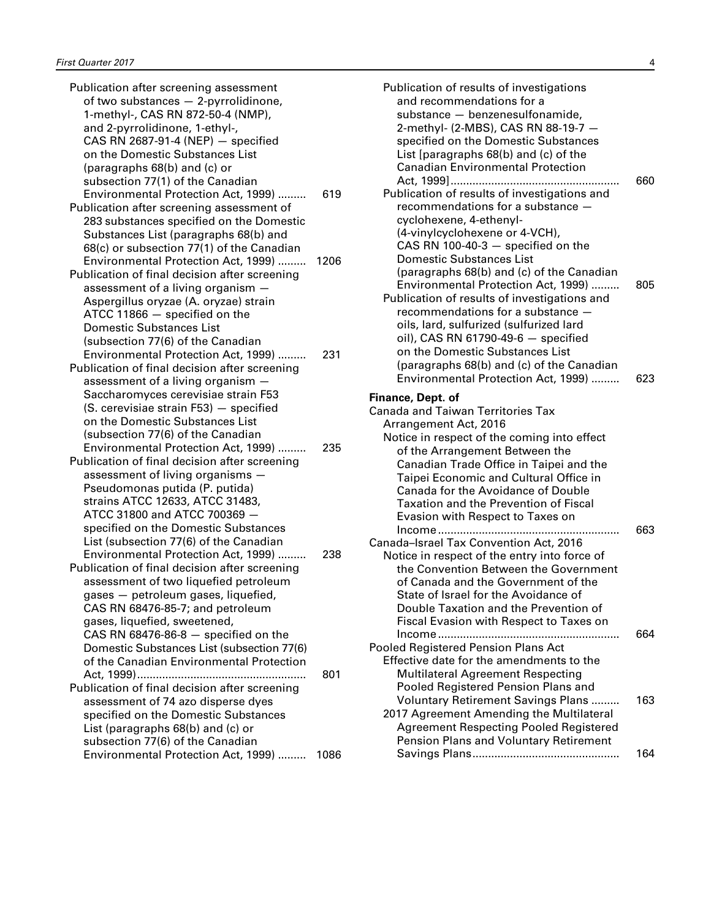Publication after screening assessment of two substances — 2-pyrrolidinone, 1-methyl-, CAS RN 872-50-4 (NMP), and 2-pyrrolidinone, 1-ethyl-, CAS RN 2687-91-4 (NEP) — specified on the Domestic Substances List (paragraphs 68(b) and (c) or subsection 77(1) of the Canadian Environmental Protection Act, 1999) ......... 619

Publication after screening assessment of 283 substances specified on the Domestic Substances List (paragraphs 68(b) and 68(c) or subsection 77(1) of the Canadian Environmental Protection Act, 1999) ......... 1206

Publication of final decision after screening assessment of a living organism — Aspergillus oryzae (A. oryzae) strain ATCC 11866 — specified on the Domestic Substances List (subsection 77(6) of the Canadian Environmental Protection Act, 1999) ......... 231

Publication of final decision after screening assessment of a living organism — Saccharomyces cerevisiae strain F53 (S. cerevisiae strain F53) — specified on the Domestic Substances List (subsection 77(6) of the Canadian Environmental Protection Act, 1999) ......... 235

Publication of final decision after screening assessment of living organisms — Pseudomonas putida (P. putida) strains ATCC 12633, ATCC 31483, ATCC 31800 and ATCC 700369 — specified on the Domestic Substances List (subsection 77(6) of the Canadian Environmental Protection Act, 1999) ......... 238

Publication of final decision after screening assessment of two liquefied petroleum gases — petroleum gases, liquefied, CAS RN 68476-85-7; and petroleum gases, liquefied, sweetened, CAS RN 68476-86-8 — specified on the Domestic Substances List (subsection 77(6) of the Canadian Environmental Protection Act, 1999)...................................................... 801

Publication of final decision after screening assessment of 74 azo disperse dyes specified on the Domestic Substances List (paragraphs 68(b) and (c) or subsection 77(6) of the Canadian Environmental Protection Act, 1999) ......... 1086

Publication of results of investigations and recommendations for a substance — benzenesulfonamide, 2-methyl- (2-MBS), CAS RN 88-19-7 — specified on the Domestic Substances List [paragraphs 68(b) and (c) of the Canadian Environmental Protection Act, 1999]..................................................... 660

Publication of results of investigations and recommendations for a substance — cyclohexene, 4-ethenyl- (4-vinylcyclohexene or 4-VCH), CAS RN 100-40-3 — specified on the Domestic Substances List (paragraphs 68(b) and (c) of the Canadian Environmental Protection Act, 1999) ......... 805

Publication of results of investigations and recommendations for a substance — oils, lard, sulfurized (sulfurized lard oil), CAS RN 61790-49-6 — specified on the Domestic Substances List (paragraphs 68(b) and (c) of the Canadian Environmental Protection Act, 1999) ......... 623

**Finance, Dept. of**

Canada and Taiwan Territories Tax Arrangement Act, 2016

Notice in respect of the coming into effect of the Arrangement Between the Canadian Trade Office in Taipei and the Taipei Economic and Cultural Office in Canada for the Avoidance of Double Taxation and the Prevention of Fiscal Evasion with Respect to Taxes on Income......................................................... 663

Canada–Israel Tax Convention Act, 2016

Notice in respect of the entry into force of the Convention Between the Government of Canada and the Government of the State of Israel for the Avoidance of Double Taxation and the Prevention of Fiscal Evasion with Respect to Taxes on Income......................................................... 664

Pooled Registered Pension Plans Act

Effective date for the amendments to the Multilateral Agreement Respecting Pooled Registered Pension Plans and Voluntary Retirement Savings Plans ......... 163

2017 Agreement Amending the Multilateral Agreement Respecting Pooled Registered Pension Plans and Voluntary Retirement Savings Plans.............................................. 164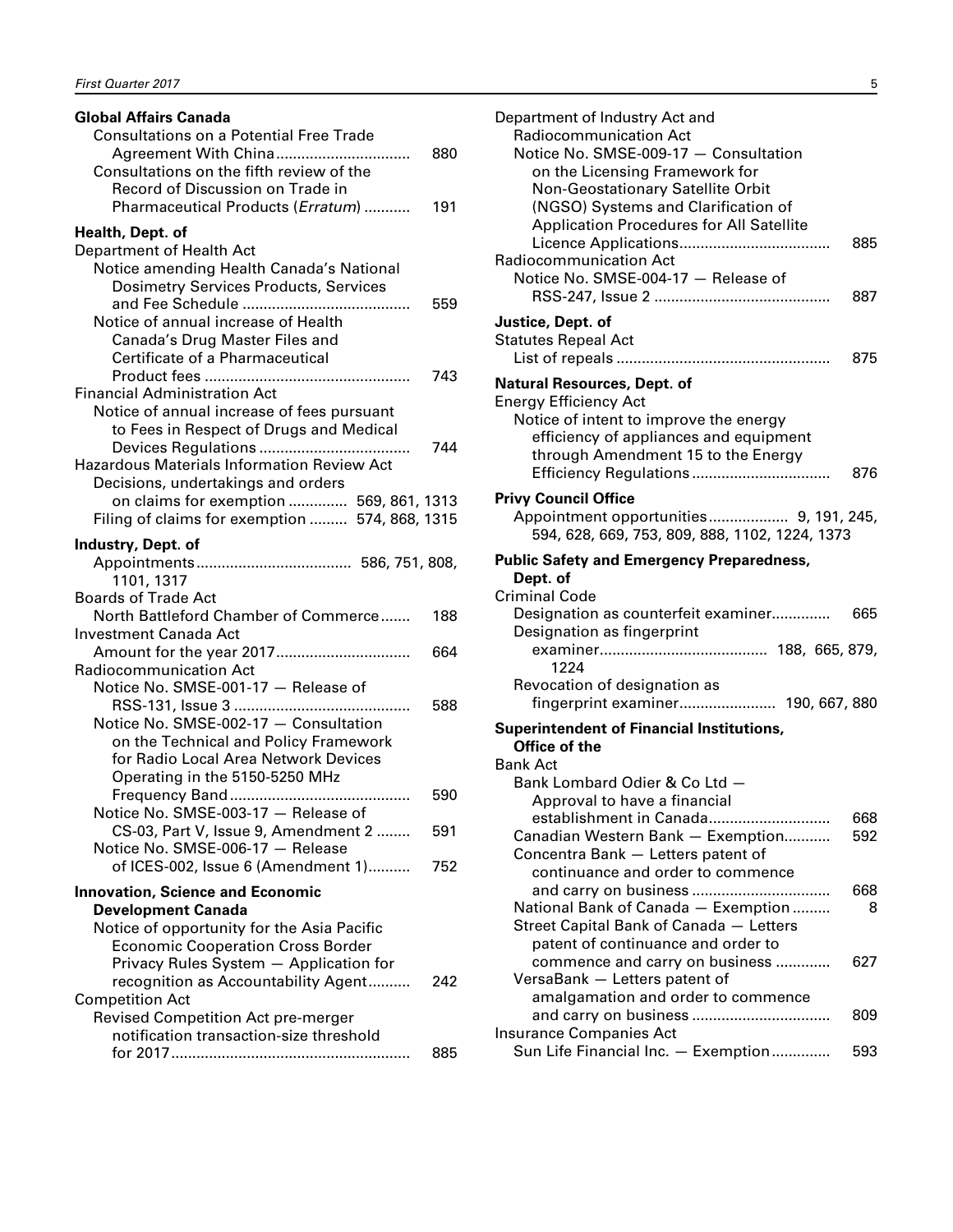**Global Affairs Canada**

Consultations on a Potential Free Trade Agreement With China ... 880
Consultations on the fifth review of the Record of Discussion on Trade in Pharmaceutical Products (*Erratum*) ... 191

**Health, Dept. of**

Department of Health Act
- Notice amending Health Canada's National Dosimetry Services Products, Services and Fee Schedule ... 559
- Notice of annual increase of Health Canada's Drug Master Files and Certificate of a Pharmaceutical Product fees ... 743

Financial Administration Act
- Notice of annual increase of fees pursuant to Fees in Respect of Drugs and Medical Devices Regulations ... 744

Hazardous Materials Information Review Act
- Decisions, undertakings and orders on claims for exemption ... 569, 861, 1313
- Filing of claims for exemption ... 574, 868, 1315

**Industry, Dept. of**

Appointments ... 586, 751, 808, 1101, 1317

Boards of Trade Act
- North Battleford Chamber of Commerce ... 188

Investment Canada Act
- Amount for the year 2017 ... 664

Radiocommunication Act
- Notice No. SMSE-001-17 — Release of RSS-131, Issue 3 ... 588
- Notice No. SMSE-002-17 — Consultation on the Technical and Policy Framework for Radio Local Area Network Devices Operating in the 5150-5250 MHz Frequency Band ... 590
- Notice No. SMSE-003-17 — Release of CS-03, Part V, Issue 9, Amendment 2 ... 591
- Notice No. SMSE-006-17 — Release of ICES-002, Issue 6 (Amendment 1) ... 752

**Innovation, Science and Economic Development Canada**

Notice of opportunity for the Asia Pacific Economic Cooperation Cross Border Privacy Rules System — Application for recognition as Accountability Agent ... 242

Competition Act
- Revised Competition Act pre-merger notification transaction-size threshold for 2017 ... 885

Department of Industry Act and Radiocommunication Act
- Notice No. SMSE-009-17 — Consultation on the Licensing Framework for Non-Geostationary Satellite Orbit (NGSO) Systems and Clarification of Application Procedures for All Satellite Licence Applications ... 885

Radiocommunication Act
- Notice No. SMSE-004-17 — Release of RSS-247, Issue 2 ... 887

**Justice, Dept. of**

Statutes Repeal Act
- List of repeals ... 875

**Natural Resources, Dept. of**

Energy Efficiency Act
- Notice of intent to improve the energy efficiency of appliances and equipment through Amendment 15 to the Energy Efficiency Regulations ... 876

**Privy Council Office**

Appointment opportunities ... 9, 191, 245, 594, 628, 669, 753, 809, 888, 1102, 1224, 1373

**Public Safety and Emergency Preparedness, Dept. of**

Criminal Code
- Designation as counterfeit examiner ... 665
- Designation as fingerprint examiner ... 188, 665, 879, 1224
- Revocation of designation as fingerprint examiner ... 190, 667, 880

**Superintendent of Financial Institutions, Office of the**

Bank Act
- Bank Lombard Odier & Co Ltd — Approval to have a financial establishment in Canada ... 668
- Canadian Western Bank — Exemption ... 592
- Concentra Bank — Letters patent of continuance and order to commence and carry on business ... 668
- National Bank of Canada — Exemption ... 8
- Street Capital Bank of Canada — Letters patent of continuance and order to commence and carry on business ... 627
- VersaBank — Letters patent of amalgamation and order to commence and carry on business ... 809

Insurance Companies Act
- Sun Life Financial Inc. — Exemption ... 593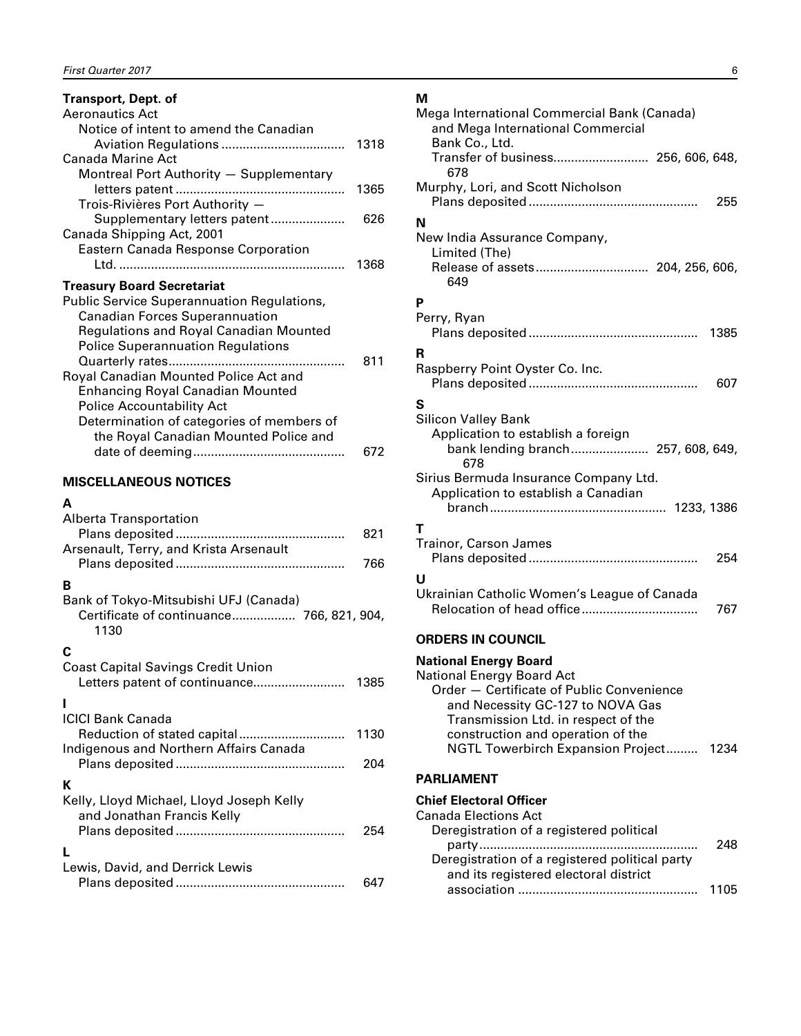**Transport, Dept. of**

Aeronautics Act

Notice of intent to amend the Canadian Aviation Regulations .................................. 1318

Canada Marine Act

Montreal Port Authority — Supplementary letters patent ................................................ 1365

Trois-Rivières Port Authority — Supplementary letters patent ..................... 626

Canada Shipping Act, 2001

Eastern Canada Response Corporation Ltd. ............................................................... 1368

**Treasury Board Secretariat**

Public Service Superannuation Regulations, Canadian Forces Superannuation Regulations and Royal Canadian Mounted Police Superannuation Regulations

Quarterly rates.................................................. 811

Royal Canadian Mounted Police Act and Enhancing Royal Canadian Mounted Police Accountability Act

Determination of categories of members of the Royal Canadian Mounted Police and date of deeming........................................... 672

## MISCELLANEOUS NOTICES

**A**

Alberta Transportation

Plans deposited ............................................... 821

Arsenault, Terry, and Krista Arsenault

Plans deposited ............................................... 766

**B**

Bank of Tokyo-Mitsubishi UFJ (Canada)

Certificate of continuance................. 766, 821, 904, 1130

**C**

Coast Capital Savings Credit Union

Letters patent of continuance.......................... 1385

**I**

ICICI Bank Canada

Reduction of stated capital ............................. 1130

Indigenous and Northern Affairs Canada

Plans deposited ............................................... 204

**K**

Kelly, Lloyd Michael, Lloyd Joseph Kelly and Jonathan Francis Kelly

Plans deposited ............................................... 254

**L**

Lewis, David, and Derrick Lewis

Plans deposited ............................................... 647

**M**

Mega International Commercial Bank (Canada) and Mega International Commercial Bank Co., Ltd.

Transfer of business.......................... 256, 606, 648, 678

Murphy, Lori, and Scott Nicholson

Plans deposited ............................................... 255

**N**

New India Assurance Company, Limited (The)

Release of assets............................... 204, 256, 606, 649

**P**

Perry, Ryan

Plans deposited ............................................... 1385

**R**

Raspberry Point Oyster Co. Inc.

Plans deposited ............................................... 607

**S**

Silicon Valley Bank

Application to establish a foreign bank lending branch...................... 257, 608, 649, 678

Sirius Bermuda Insurance Company Ltd.

Application to establish a Canadian branch................................................. 1233, 1386

**T**

Trainor, Carson James

Plans deposited ............................................... 254

**U**

Ukrainian Catholic Women's League of Canada

Relocation of head office................................ 767

## ORDERS IN COUNCIL

**National Energy Board**

National Energy Board Act

Order — Certificate of Public Convenience and Necessity GC-127 to NOVA Gas Transmission Ltd. in respect of the construction and operation of the NGTL Towerbirch Expansion Project......... 1234

## PARLIAMENT

**Chief Electoral Officer**

Canada Elections Act

Deregistration of a registered political party............................................................ 248

Deregistration of a registered political party and its registered electoral district association .................................................. 1105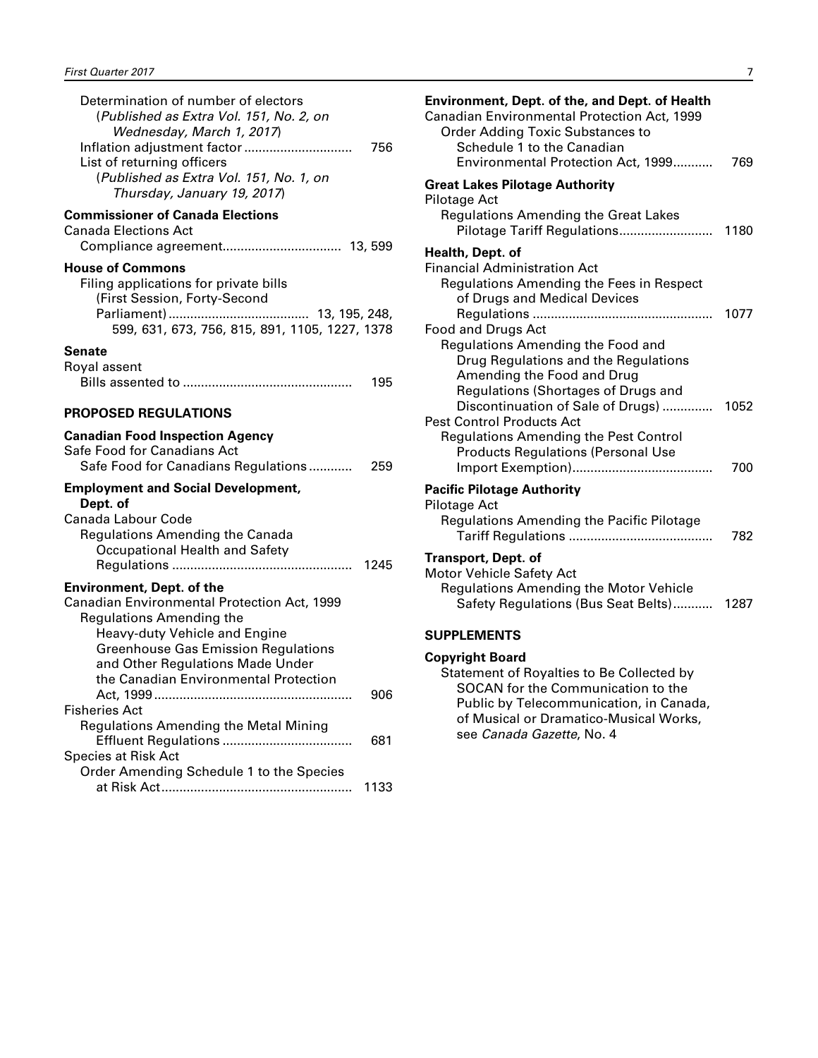Determination of number of electors
(*Published as Extra Vol. 151, No. 2, on Wednesday, March 1, 2017*)
Inflation adjustment factor .............................. 756
List of returning officers
(*Published as Extra Vol. 151, No. 1, on Thursday, January 19, 2017*)

**Commissioner of Canada Elections**
Canada Elections Act
Compliance agreement................................. 13, 599

**House of Commons**
Filing applications for private bills
(First Session, Forty-Second Parliament)....................................... 13, 195, 248, 599, 631, 673, 756, 815, 891, 1105, 1227, 1378

**Senate**
Royal assent
Bills assented to ............................................... 195

## PROPOSED REGULATIONS

**Canadian Food Inspection Agency**
Safe Food for Canadians Act
Safe Food for Canadians Regulations ............ 259

**Employment and Social Development, Dept. of**
Canada Labour Code
Regulations Amending the Canada Occupational Health and Safety Regulations .................................................. 1245

**Environment, Dept. of the**
Canadian Environmental Protection Act, 1999
Regulations Amending the Heavy-duty Vehicle and Engine Greenhouse Gas Emission Regulations and Other Regulations Made Under the Canadian Environmental Protection Act, 1999 ....................................................... 906
Fisheries Act
Regulations Amending the Metal Mining Effluent Regulations .................................... 681
Species at Risk Act
Order Amending Schedule 1 to the Species at Risk Act..................................................... 1133

**Environment, Dept. of the, and Dept. of Health**
Canadian Environmental Protection Act, 1999
Order Adding Toxic Substances to Schedule 1 to the Canadian Environmental Protection Act, 1999........... 769

**Great Lakes Pilotage Authority**
Pilotage Act
Regulations Amending the Great Lakes Pilotage Tariff Regulations.......................... 1180

**Health, Dept. of**
Financial Administration Act
Regulations Amending the Fees in Respect of Drugs and Medical Devices Regulations .................................................. 1077
Food and Drugs Act
Regulations Amending the Food and Drug Regulations and the Regulations Amending the Food and Drug Regulations (Shortages of Drugs and Discontinuation of Sale of Drugs) .............. 1052
Pest Control Products Act
Regulations Amending the Pest Control Products Regulations (Personal Use Import Exemption)....................................... 700

**Pacific Pilotage Authority**
Pilotage Act
Regulations Amending the Pacific Pilotage Tariff Regulations ........................................ 782

**Transport, Dept. of**
Motor Vehicle Safety Act
Regulations Amending the Motor Vehicle Safety Regulations (Bus Seat Belts)........... 1287

## SUPPLEMENTS

**Copyright Board**
Statement of Royalties to Be Collected by SOCAN for the Communication to the Public by Telecommunication, in Canada, of Musical or Dramatico-Musical Works, see *Canada Gazette*, No. 4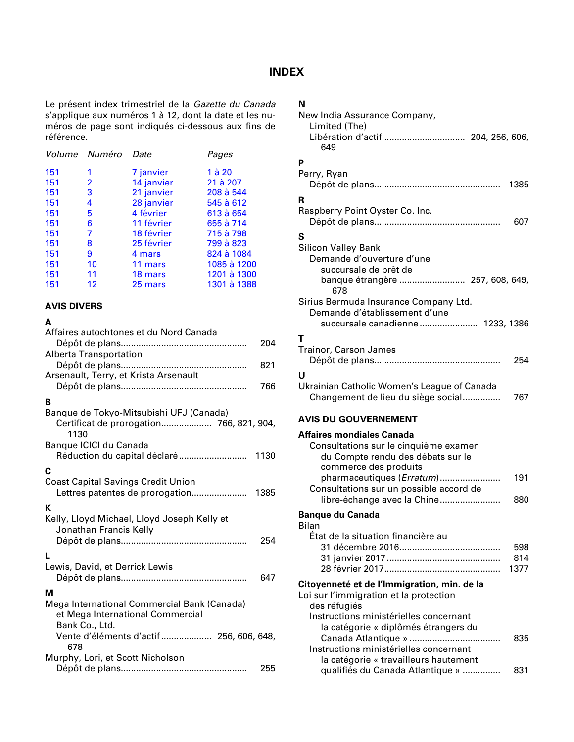# INDEX

Le présent index trimestriel de la *Gazette du Canada* s'applique aux numéros 1 à 12, dont la date et les numéros de page sont indiqués ci-dessous aux fins de référence.

| *Volume* | *Numéro* | *Date* | *Pages* |
|---|---|---|---|
| 151 | 1 | 7 janvier | 1 à 20 |
| 151 | 2 | 14 janvier | 21 à 207 |
| 151 | 3 | 21 janvier | 208 à 544 |
| 151 | 4 | 28 janvier | 545 à 612 |
| 151 | 5 | 4 février | 613 à 654 |
| 151 | 6 | 11 février | 655 à 714 |
| 151 | 7 | 18 février | 715 à 798 |
| 151 | 8 | 25 février | 799 à 823 |
| 151 | 9 | 4 mars | 824 à 1084 |
| 151 | 10 | 11 mars | 1085 à 1200 |
| 151 | 11 | 18 mars | 1201 à 1300 |
| 151 | 12 | 25 mars | 1301 à 1388 |

## AVIS DIVERS

**A**

Affaires autochtones et du Nord Canada
- Dépôt de plans.................................................. 204

Alberta Transportation
- Dépôt de plans.................................................. 821

Arsenault, Terry, et Krista Arsenault
- Dépôt de plans.................................................. 766

**B**

Banque de Tokyo-Mitsubishi UFJ (Canada)
- Certificat de prorogation.................... 766, 821, 904, 1130

Banque ICICI du Canada
- Réduction du capital déclaré........................... 1130

**C**

Coast Capital Savings Credit Union
- Lettres patentes de prorogation...................... 1385

**K**

Kelly, Lloyd Michael, Lloyd Joseph Kelly et Jonathan Francis Kelly
- Dépôt de plans.................................................. 254

**L**

Lewis, David, et Derrick Lewis
- Dépôt de plans.................................................. 647

**M**

Mega International Commercial Bank (Canada) et Mega International Commercial Bank Co., Ltd.
- Vente d'éléments d'actif.................... 256, 606, 648, 678

Murphy, Lori, et Scott Nicholson
- Dépôt de plans.................................................. 255

**N**

New India Assurance Company, Limited (The)
- Libération d'actif................................ 204, 256, 606, 649

**P**

Perry, Ryan
- Dépôt de plans.................................................. 1385

**R**

Raspberry Point Oyster Co. Inc.
- Dépôt de plans.................................................. 607

**S**

Silicon Valley Bank
- Demande d'ouverture d'une succursale de prêt de banque étrangère .......................... 257, 608, 649, 678

Sirius Bermuda Insurance Company Ltd.
- Demande d'établissement d'une succursale canadienne....................... 1233, 1386

**T**

Trainor, Carson James
- Dépôt de plans.................................................. 254

**U**

Ukrainian Catholic Women's League of Canada
- Changement de lieu du siège social............... 767

## AVIS DU GOUVERNEMENT

**Affaires mondiales Canada**
- Consultations sur le cinquième examen du Compte rendu des débats sur le commerce des produits pharmaceutiques (*Erratum*)........................ 191
- Consultations sur un possible accord de libre-échange avec la Chine........................ 880

**Banque du Canada**

Bilan
- État de la situation financière au
  - 31 décembre 2016........................................ 598
  - 31 janvier 2017............................................. 814
  - 28 février 2017............................................. 1377

**Citoyenneté et de l'Immigration, min. de la**

Loi sur l'immigration et la protection des réfugiés
- Instructions ministérielles concernant la catégorie « diplômés étrangers du Canada Atlantique » ................................... 835
- Instructions ministérielles concernant la catégorie « travailleurs hautement qualifiés du Canada Atlantique » ............... 831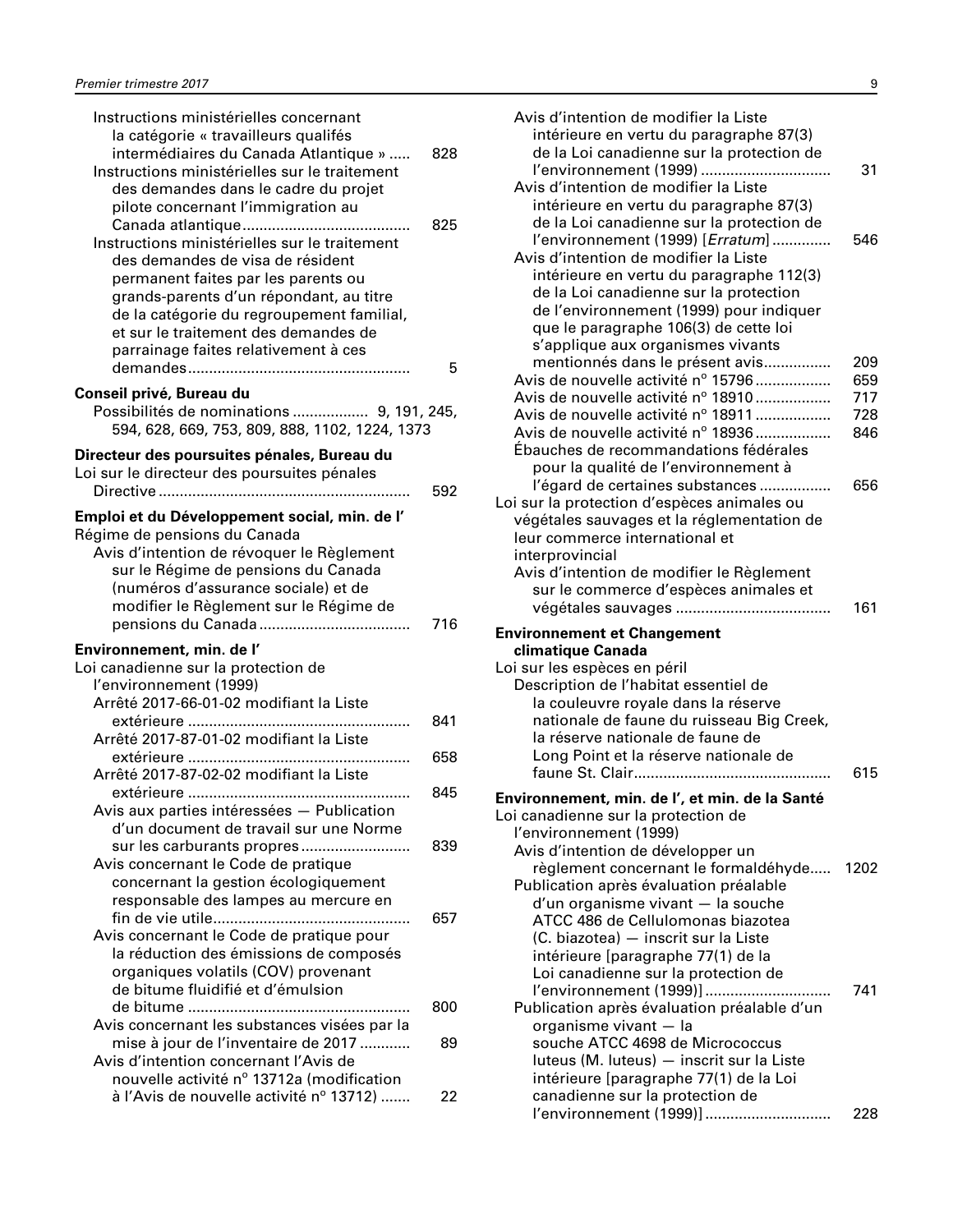Instructions ministérielles concernant la catégorie « travailleurs qualifiés intermédiaires du Canada Atlantique » ..... 828

Instructions ministérielles sur le traitement des demandes dans le cadre du projet pilote concernant l'immigration au Canada atlantique........................................ 825

Instructions ministérielles sur le traitement des demandes de visa de résident permanent faites par les parents ou grands-parents d'un répondant, au titre de la catégorie du regroupement familial, et sur le traitement des demandes de parrainage faites relativement à ces demandes.................................................... 5

**Conseil privé, Bureau du**

Possibilités de nominations .................. 9, 191, 245, 594, 628, 669, 753, 809, 888, 1102, 1224, 1373

**Directeur des poursuites pénales, Bureau du**

Loi sur le directeur des poursuites pénales

Directive ........................................................... 592

**Emploi et du Développement social, min. de l'**

Régime de pensions du Canada

Avis d'intention de révoquer le Règlement sur le Régime de pensions du Canada (numéros d'assurance sociale) et de modifier le Règlement sur le Régime de pensions du Canada .................................... 716

**Environnement, min. de l'**

Loi canadienne sur la protection de l'environnement (1999)

Arrêté 2017-66-01-02 modifiant la Liste extérieure ..................................................... 841

Arrêté 2017-87-01-02 modifiant la Liste extérieure ..................................................... 658

Arrêté 2017-87-02-02 modifiant la Liste extérieure ..................................................... 845

Avis aux parties intéressées — Publication d'un document de travail sur une Norme sur les carburants propres.......................... 839

Avis concernant le Code de pratique concernant la gestion écologiquement responsable des lampes au mercure en fin de vie utile.............................................. 657

Avis concernant le Code de pratique pour la réduction des émissions de composés organiques volatils (COV) provenant de bitume fluidifié et d'émulsion de bitume ..................................................... 800

Avis concernant les substances visées par la mise à jour de l'inventaire de 2017 ............ 89

Avis d'intention concernant l'Avis de nouvelle activité n° 13712a (modification à l'Avis de nouvelle activité n° 13712) ....... 22

Avis d'intention de modifier la Liste intérieure en vertu du paragraphe 87(3) de la Loi canadienne sur la protection de l'environnement (1999) .............................. 31

Avis d'intention de modifier la Liste intérieure en vertu du paragraphe 87(3) de la Loi canadienne sur la protection de l'environnement (1999) [*Erratum*] .............. 546

Avis d'intention de modifier la Liste intérieure en vertu du paragraphe 112(3) de la Loi canadienne sur la protection de l'environnement (1999) pour indiquer que le paragraphe 106(3) de cette loi s'applique aux organismes vivants mentionnés dans le présent avis................ 209

Avis de nouvelle activité n° 15796 .................. 659

Avis de nouvelle activité n° 18910 .................. 717

Avis de nouvelle activité n° 18911 .................. 728

Avis de nouvelle activité n° 18936 .................. 846

Ébauches de recommandations fédérales pour la qualité de l'environnement à l'égard de certaines substances ................ 656

Loi sur la protection d'espèces animales ou végétales sauvages et la réglementation de leur commerce international et interprovincial

Avis d'intention de modifier le Règlement sur le commerce d'espèces animales et végétales sauvages .................................... 161

**Environnement et Changement climatique Canada**

Loi sur les espèces en péril

Description de l'habitat essentiel de la couleuvre royale dans la réserve nationale de faune du ruisseau Big Creek, la réserve nationale de faune de Long Point et la réserve nationale de faune St. Clair.............................................. 615

**Environnement, min. de l', et min. de la Santé**

Loi canadienne sur la protection de l'environnement (1999)

Avis d'intention de développer un règlement concernant le formaldéhyde..... 1202

Publication après évaluation préalable d'un organisme vivant — la souche ATCC 486 de Cellulomonas biazotea (C. biazotea) — inscrit sur la Liste intérieure [paragraphe 77(1) de la Loi canadienne sur la protection de l'environnement (1999)] ............................. 741

Publication après évaluation préalable d'un organisme vivant — la souche ATCC 4698 de Micrococcus luteus (M. luteus) — inscrit sur la Liste intérieure [paragraphe 77(1) de la Loi canadienne sur la protection de l'environnement (1999)] ............................. 228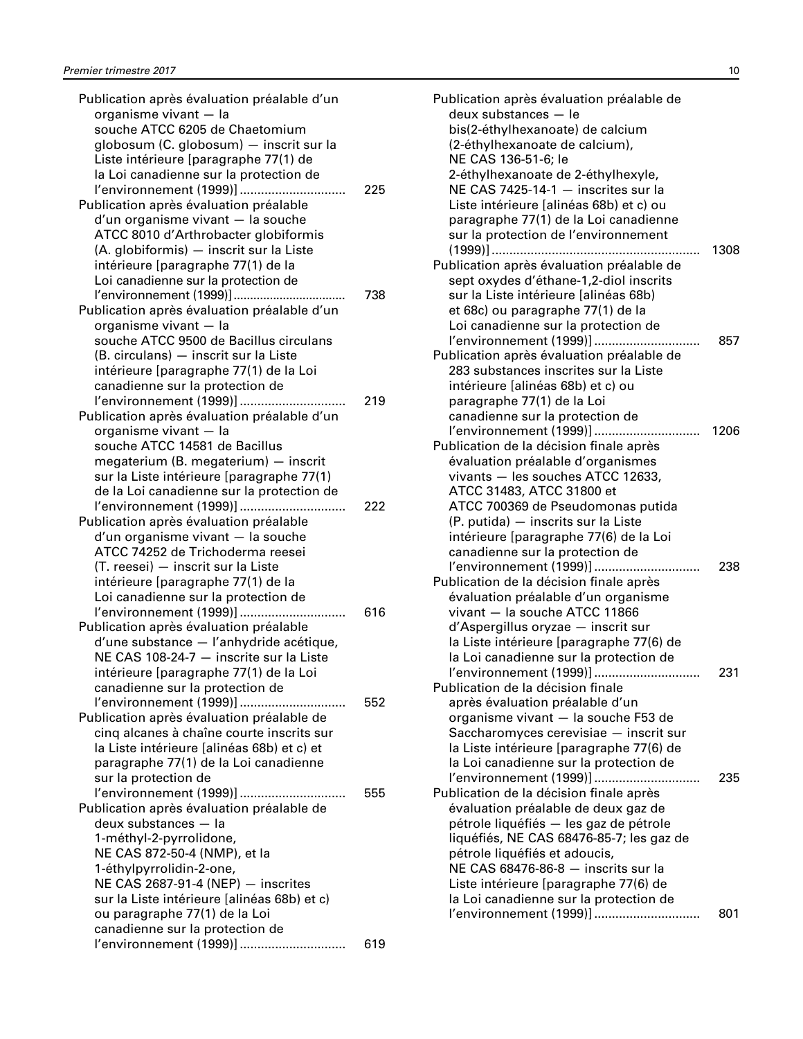Publication après évaluation préalable d'un organisme vivant — la souche ATCC 6205 de Chaetomium globosum (C. globosum) — inscrit sur la Liste intérieure [paragraphe 77(1) de la Loi canadienne sur la protection de l'environnement (1999)] ............................. 225

Publication après évaluation préalable d'un organisme vivant — la souche ATCC 8010 d'Arthrobacter globiformis (A. globiformis) — inscrit sur la Liste intérieure [paragraphe 77(1) de la Loi canadienne sur la protection de l'environnement (1999)] ............................. 738

Publication après évaluation préalable d'un organisme vivant — la souche ATCC 9500 de Bacillus circulans (B. circulans) — inscrit sur la Liste intérieure [paragraphe 77(1) de la Loi canadienne sur la protection de l'environnement (1999)] ............................. 219

Publication après évaluation préalable d'un organisme vivant — la souche ATCC 14581 de Bacillus megaterium (B. megaterium) — inscrit sur la Liste intérieure [paragraphe 77(1) de la Loi canadienne sur la protection de l'environnement (1999)] ............................. 222

Publication après évaluation préalable d'un organisme vivant — la souche ATCC 74252 de Trichoderma reesei (T. reesei) — inscrit sur la Liste intérieure [paragraphe 77(1) de la Loi canadienne sur la protection de l'environnement (1999)] ............................. 616

Publication après évaluation préalable d'une substance — l'anhydride acétique, NE CAS 108-24-7 — inscrite sur la Liste intérieure [paragraphe 77(1) de la Loi canadienne sur la protection de l'environnement (1999)] ............................. 552

Publication après évaluation préalable de cinq alcanes à chaîne courte inscrits sur la Liste intérieure [alinéas 68b) et c) et paragraphe 77(1) de la Loi canadienne sur la protection de l'environnement (1999)] ............................. 555

Publication après évaluation préalable de deux substances — la 1-méthyl-2-pyrrolidone, NE CAS 872-50-4 (NMP), et la 1-éthylpyrrolidin-2-one, NE CAS 2687-91-4 (NEP) — inscrites sur la Liste intérieure [alinéas 68b) et c) ou paragraphe 77(1) de la Loi canadienne sur la protection de l'environnement (1999)] ............................. 619

Publication après évaluation préalable de deux substances — le bis(2-éthylhexanoate) de calcium (2-éthylhexanoate de calcium), NE CAS 136-51-6; le 2-éthylhexanoate de 2-éthylhexyle, NE CAS 7425-14-1 — inscrites sur la Liste intérieure [alinéas 68b) et c) ou paragraphe 77(1) de la Loi canadienne sur la protection de l'environnement (1999)] ............................. 1308

Publication après évaluation préalable de sept oxydes d'éthane-1,2-diol inscrits sur la Liste intérieure [alinéas 68b) et 68c) ou paragraphe 77(1) de la Loi canadienne sur la protection de l'environnement (1999)] ............................. 857

Publication après évaluation préalable de 283 substances inscrites sur la Liste intérieure [alinéas 68b) et c) ou paragraphe 77(1) de la Loi canadienne sur la protection de l'environnement (1999)] ............................. 1206

Publication de la décision finale après évaluation préalable d'organismes vivants — les souches ATCC 12633, ATCC 31483, ATCC 31800 et ATCC 700369 de Pseudomonas putida (P. putida) — inscrits sur la Liste intérieure [paragraphe 77(6) de la Loi canadienne sur la protection de l'environnement (1999)] ............................. 238

Publication de la décision finale après évaluation préalable d'un organisme vivant — la souche ATCC 11866 d'Aspergillus oryzae — inscrit sur la Liste intérieure [paragraphe 77(6) de la Loi canadienne sur la protection de l'environnement (1999)] ............................. 231

Publication de la décision finale après évaluation préalable d'un organisme vivant — la souche F53 de Saccharomyces cerevisiae — inscrit sur la Liste intérieure [paragraphe 77(6) de la Loi canadienne sur la protection de l'environnement (1999)] ............................. 235

Publication de la décision finale après évaluation préalable de deux gaz de pétrole liquéfiés — les gaz de pétrole liquéfiés, NE CAS 68476-85-7; les gaz de pétrole liquéfiés et adoucis, NE CAS 68476-86-8 — inscrits sur la Liste intérieure [paragraphe 77(6) de la Loi canadienne sur la protection de l'environnement (1999)] ............................. 801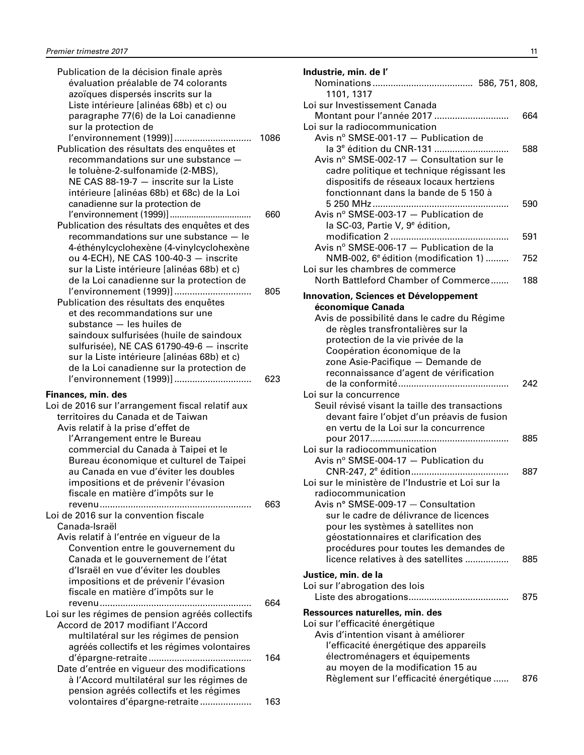Publication de la décision finale après évaluation préalable de 74 colorants azoïques dispersés inscrits sur la Liste intérieure [alinéas 68b) et c) ou paragraphe 77(6) de la Loi canadienne sur la protection de l'environnement (1999)] ............................. 1086

Publication des résultats des enquêtes et recommandations sur une substance — le toluène-2-sulfonamide (2-MBS), NE CAS 88-19-7 — inscrite sur la Liste intérieure [alinéas 68b) et 68c) de la Loi canadienne sur la protection de l'environnement (1999)] ................................ 660

Publication des résultats des enquêtes et des recommandations sur une substance — le 4-éthénylcyclohexène (4-vinylcyclohexène ou 4-ECH), NE CAS 100-40-3 — inscrite sur la Liste intérieure [alinéas 68b) et c) de la Loi canadienne sur la protection de l'environnement (1999)] ............................. 805

Publication des résultats des enquêtes et des recommandations sur une substance — les huiles de saindoux sulfurisées (huile de saindoux sulfurisée), NE CAS 61790-49-6 — inscrite sur la Liste intérieure [alinéas 68b) et c) de la Loi canadienne sur la protection de l'environnement (1999)] ............................. 623

**Finances, min. des**

Loi de 2016 sur l'arrangement fiscal relatif aux territoires du Canada et de Taiwan

Avis relatif à la prise d'effet de l'Arrangement entre le Bureau commercial du Canada à Taipei et le Bureau économique et culturel de Taipei au Canada en vue d'éviter les doubles impositions et de prévenir l'évasion fiscale en matière d'impôts sur le revenu.......................................................... 663

Loi de 2016 sur la convention fiscale Canada-Israël

Avis relatif à l'entrée en vigueur de la Convention entre le gouvernement du Canada et le gouvernement de l'état d'Israël en vue d'éviter les doubles impositions et de prévenir l'évasion fiscale en matière d'impôts sur le revenu.......................................................... 664

Loi sur les régimes de pension agréés collectifs

Accord de 2017 modifiant l'Accord multilatéral sur les régimes de pension agréés collectifs et les régimes volontaires d'épargne-retraite....................................... 164

Date d'entrée en vigueur des modifications à l'Accord multilatéral sur les régimes de pension agréés collectifs et les régimes volontaires d'épargne-retraite................... 163

**Industrie, min. de l'**

Nominations...................................... 586, 751, 808, 1101, 1317

Loi sur Investissement Canada

Montant pour l'année 2017 ............................ 664

Loi sur la radiocommunication

Avis nº SMSE-001-17 — Publication de la 3e édition du CNR-131 ............................ 588

Avis nº SMSE-002-17 — Consultation sur le cadre politique et technique régissant les dispositifs de réseaux locaux hertziens fonctionnant dans la bande de 5 150 à 5 250 MHz.................................................... 590

Avis nº SMSE-003-17 — Publication de la SC-03, Partie V, 9e édition, modification 2 ............................................. 591

Avis nº SMSE-006-17 — Publication de la NMB-002, 6e édition (modification 1) ......... 752

Loi sur les chambres de commerce

North Battleford Chamber of Commerce....... 188

**Innovation, Sciences et Développement économique Canada**

Avis de possibilité dans le cadre du Régime de règles transfrontalières sur la protection de la vie privée de la Coopération économique de la zone Asie-Pacifique — Demande de reconnaissance d'agent de vérification de la conformité.......................................... 242

Loi sur la concurrence

Seuil révisé visant la taille des transactions devant faire l'objet d'un préavis de fusion en vertu de la Loi sur la concurrence pour 2017..................................................... 885

Loi sur la radiocommunication

Avis nº SMSE-004-17 — Publication du CNR-247, 2e édition..................................... 887

Loi sur le ministère de l'Industrie et Loi sur la radiocommunication

Avis n° SMSE-009-17 — Consultation sur le cadre de délivrance de licences pour les systèmes à satellites non géostationnaires et clarification des procédures pour toutes les demandes de licence relatives à des satellites ................. 885

**Justice, min. de la**

Loi sur l'abrogation des lois

Liste des abrogations...................................... 875

**Ressources naturelles, min. des**

Loi sur l'efficacité énergétique

Avis d'intention visant à améliorer l'efficacité énergétique des appareils électroménagers et équipements au moyen de la modification 15 au Règlement sur l'efficacité énergétique ...... 876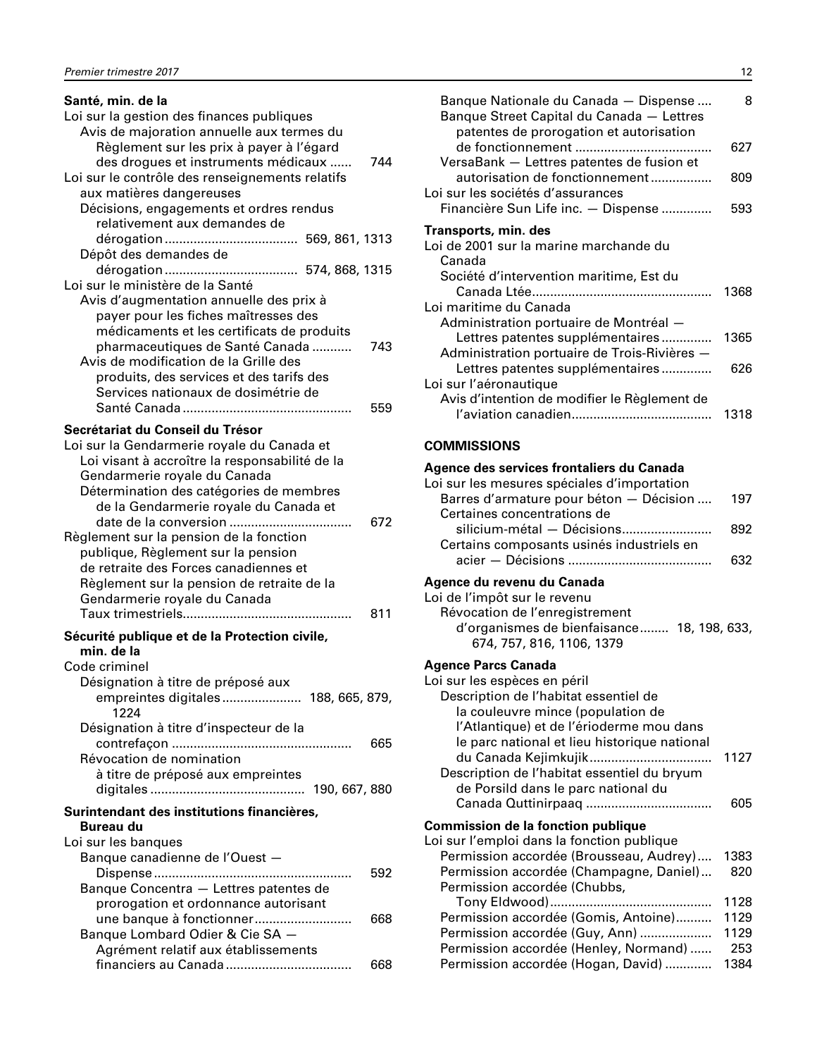**Santé, min. de la**

Loi sur la gestion des finances publiques

Avis de majoration annuelle aux termes du Règlement sur les prix à payer à l'égard des drogues et instruments médicaux ...... 744

Loi sur le contrôle des renseignements relatifs aux matières dangereuses

Décisions, engagements et ordres rendus relativement aux demandes de dérogation .................................... 569, 861, 1313

Dépôt des demandes de dérogation .................................... 574, 868, 1315

Loi sur le ministère de la Santé

Avis d'augmentation annuelle des prix à payer pour les fiches maîtresses des médicaments et les certificats de produits pharmaceutiques de Santé Canada ........... 743

Avis de modification de la Grille des produits, des services et des tarifs des Services nationaux de dosimétrie de Santé Canada .............................................. 559

**Secrétariat du Conseil du Trésor**

Loi sur la Gendarmerie royale du Canada et Loi visant à accroître la responsabilité de la Gendarmerie royale du Canada

Détermination des catégories de membres de la Gendarmerie royale du Canada et date de la conversion ................................. 672

Règlement sur la pension de la fonction publique, Règlement sur la pension de retraite des Forces canadiennes et Règlement sur la pension de retraite de la Gendarmerie royale du Canada

Taux trimestriels.............................................. 811

**Sécurité publique et de la Protection civile, min. de la**

Code criminel

Désignation à titre de préposé aux empreintes digitales...................... 188, 665, 879, 1224

Désignation à titre d'inspecteur de la contrefaçon ................................................. 665

Révocation de nomination à titre de préposé aux empreintes digitales .......................................... 190, 667, 880

**Surintendant des institutions financières, Bureau du**

Loi sur les banques

Banque canadienne de l'Ouest — Dispense ....................................................... 592

Banque Concentra — Lettres patentes de prorogation et ordonnance autorisant une banque à fonctionner.......................... 668

Banque Lombard Odier & Cie SA — Agrément relatif aux établissements financiers au Canada .................................. 668

Banque Nationale du Canada — Dispense .... 8

Banque Street Capital du Canada — Lettres patentes de prorogation et autorisation de fonctionnement ..................................... 627

VersaBank — Lettres patentes de fusion et autorisation de fonctionnement................. 809

Loi sur les sociétés d'assurances

Financière Sun Life inc. — Dispense ............. 593

**Transports, min. des**

Loi de 2001 sur la marine marchande du Canada

Société d'intervention maritime, Est du Canada Ltée................................................. 1368

Loi maritime du Canada

Administration portuaire de Montréal — Lettres patentes supplémentaires ............. 1365

Administration portuaire de Trois-Rivières — Lettres patentes supplémentaires ............. 626

Loi sur l'aéronautique

Avis d'intention de modifier le Règlement de l'aviation canadien...................................... 1318

## COMMISSIONS

**Agence des services frontaliers du Canada**

Loi sur les mesures spéciales d'importation

Barres d'armature pour béton — Décision .... 197

Certaines concentrations de silicium-métal — Décisions......................... 892

Certains composants usinés industriels en acier — Décisions ....................................... 632

**Agence du revenu du Canada**

Loi de l'impôt sur le revenu

Révocation de l'enregistrement d'organismes de bienfaisance........ 18, 198, 633, 674, 757, 816, 1106, 1379

**Agence Parcs Canada**

Loi sur les espèces en péril

Description de l'habitat essentiel de la couleuvre mince (population de l'Atlantique) et de l'ériocaulon mou dans le parc national et lieu historique national du Canada Kejimkujik................................. 1127

Description de l'habitat essentiel du bryum de Porsild dans le parc national du Canada Quttinirpaaq .................................. 605

**Commission de la fonction publique**

Loi sur l'emploi dans la fonction publique

Permission accordée (Brousseau, Audrey).... 1383

Permission accordée (Champagne, Daniel)... 820

Permission accordée (Chubbs, Tony Eldwood)........................................... 1128

Permission accordée (Gomis, Antoine).......... 1129

Permission accordée (Guy, Ann) ................... 1129

Permission accordée (Henley, Normand) ...... 253

Permission accordée (Hogan, David) ............ 1384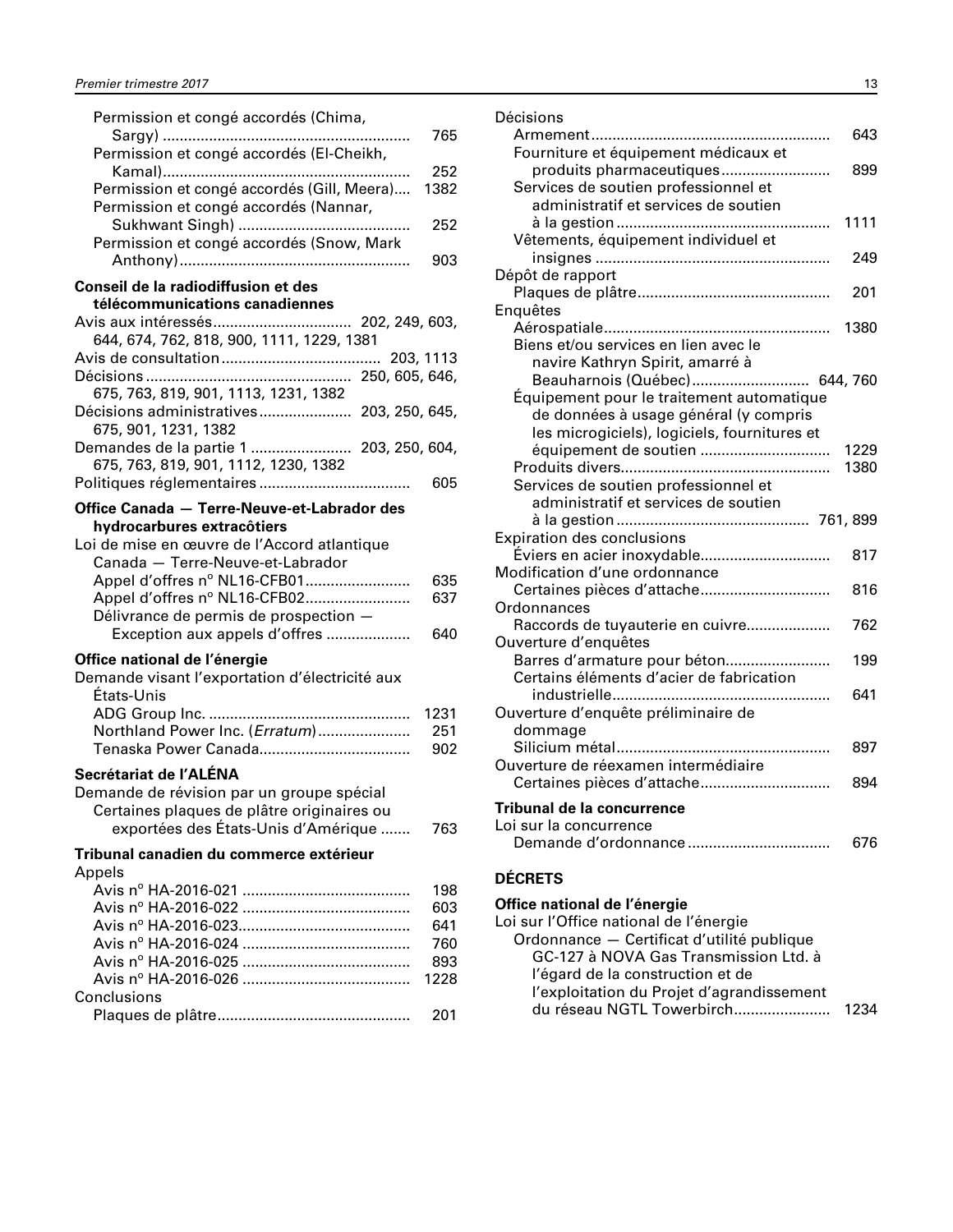Permission et congé accordés (Chima, Sargy) .......... 765
Permission et congé accordés (El-Cheikh, Kamal).......... 252
Permission et congé accordés (Gill, Meera).... 1382
Permission et congé accordés (Nannar, Sukhwant Singh) .......... 252
Permission et congé accordés (Snow, Mark Anthony).......... 903

**Conseil de la radiodiffusion et des télécommunications canadiennes**

Avis aux intéressés.......... 202, 249, 603, 644, 674, 762, 818, 900, 1111, 1229, 1381
Avis de consultation.......... 203, 1113
Décisions.......... 250, 605, 646, 675, 763, 819, 901, 1113, 1231, 1382
Décisions administratives.......... 203, 250, 645, 675, 901, 1231, 1382
Demandes de la partie 1 .......... 203, 250, 604, 675, 763, 819, 901, 1112, 1230, 1382
Politiques réglementaires.......... 605

**Office Canada — Terre-Neuve-et-Labrador des hydrocarbures extracôtiers**

Loi de mise en œuvre de l'Accord atlantique Canada — Terre-Neuve-et-Labrador
Appel d'offres nº NL16-CFB01.......... 635
Appel d'offres nº NL16-CFB02.......... 637
Délivrance de permis de prospection — Exception aux appels d'offres .......... 640

**Office national de l'énergie**

Demande visant l'exportation d'électricité aux États-Unis
ADG Group Inc. .......... 1231
Northland Power Inc. (*Erratum*).......... 251
Tenaska Power Canada.......... 902

**Secrétariat de l'ALÉNA**

Demande de révision par un groupe spécial
Certaines plaques de plâtre originaires ou exportées des États-Unis d'Amérique .......... 763

**Tribunal canadien du commerce extérieur**

Appels
Avis nº HA-2016-021 .......... 198
Avis nº HA-2016-022 .......... 603
Avis nº HA-2016-023.......... 641
Avis nº HA-2016-024 .......... 760
Avis nº HA-2016-025 .......... 893
Avis nº HA-2016-026 .......... 1228
Conclusions
Plaques de plâtre.......... 201
Décisions
Armement.......... 643
Fourniture et équipement médicaux et produits pharmaceutiques.......... 899
Services de soutien professionnel et administratif et services de soutien à la gestion.......... 1111
Vêtements, équipement individuel et insignes .......... 249
Dépôt de rapport
Plaques de plâtre.......... 201
Enquêtes
Aérospatiale.......... 1380
Biens et/ou services en lien avec le navire Kathryn Spirit, amarré à Beauharnois (Québec).......... 644, 760
Équipement pour le traitement automatique de données à usage général (y compris les micrologiciels), logiciels, fournitures et équipement de soutien .......... 1229
Produits divers.......... 1380
Services de soutien professionnel et administratif et services de soutien à la gestion.......... 761, 899
Expiration des conclusions
Éviers en acier inoxydable.......... 817
Modification d'une ordonnance
Certaines pièces d'attache.......... 816
Ordonnances
Raccords de tuyauterie en cuivre.......... 762
Ouverture d'enquêtes
Barres d'armature pour béton.......... 199
Certains éléments d'acier de fabrication industrielle.......... 641
Ouverture d'enquête préliminaire de dommage
Silicium métal.......... 897
Ouverture de réexamen intermédiaire
Certaines pièces d'attache.......... 894

**Tribunal de la concurrence**

Loi sur la concurrence
Demande d'ordonnance.......... 676

## DÉCRETS

**Office national de l'énergie**

Loi sur l'Office national de l'énergie
Ordonnance — Certificat d'utilité publique GC-127 à NOVA Gas Transmission Ltd. à l'égard de la construction et de l'exploitation du Projet d'agrandissement du réseau NGTL Towerbirch.......... 1234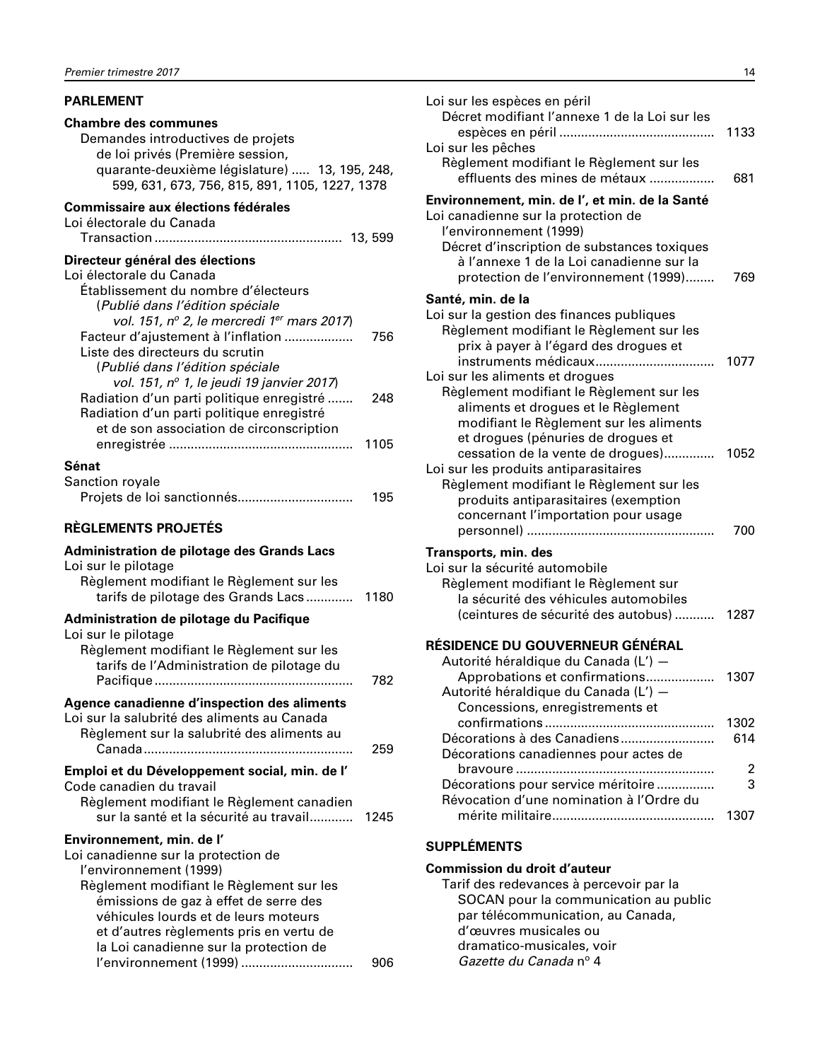## PARLEMENT

**Chambre des communes**

Demandes introductives de projets de loi privés (Première session, quarante-deuxième législature) ..... 13, 195, 248, 599, 631, 673, 756, 815, 891, 1105, 1227, 1378

**Commissaire aux élections fédérales**

Loi électorale du Canada
- Transaction .................................................... 13, 599

**Directeur général des élections**

Loi électorale du Canada
- Établissement du nombre d'électeurs (*Publié dans l'édition spéciale vol. 151, nº 2, le mercredi 1er mars 2017*)
- Facteur d'ajustement à l'inflation .................. 756
- Liste des directeurs du scrutin (*Publié dans l'édition spéciale vol. 151, nº 1, le jeudi 19 janvier 2017*)
- Radiation d'un parti politique enregistré ....... 248
- Radiation d'un parti politique enregistré et de son association de circonscription enregistrée .................................................. 1105

**Sénat**

Sanction royale
- Projets de loi sanctionnés................................ 195

## RÈGLEMENTS PROJETÉS

**Administration de pilotage des Grands Lacs**

Loi sur le pilotage
- Règlement modifiant le Règlement sur les tarifs de pilotage des Grands Lacs ............. 1180

**Administration de pilotage du Pacifique**

Loi sur le pilotage
- Règlement modifiant le Règlement sur les tarifs de l'Administration de pilotage du Pacifique ....................................................... 782

**Agence canadienne d'inspection des aliments**

Loi sur la salubrité des aliments au Canada
- Règlement sur la salubrité des aliments au Canada .......................................................... 259

**Emploi et du Développement social, min. de l'**

Code canadien du travail
- Règlement modifiant le Règlement canadien sur la santé et la sécurité au travail............ 1245

**Environnement, min. de l'**

Loi canadienne sur la protection de l'environnement (1999)
- Règlement modifiant le Règlement sur les émissions de gaz à effet de serre des véhicules lourds et de leurs moteurs et d'autres règlements pris en vertu de la Loi canadienne sur la protection de l'environnement (1999) .............................. 906

Loi sur les espèces en péril
- Décret modifiant l'annexe 1 de la Loi sur les espèces en péril .......................................... 1133

Loi sur les pêches
- Règlement modifiant le Règlement sur les effluents des mines de métaux ................. 681

**Environnement, min. de l', et min. de la Santé**

Loi canadienne sur la protection de l'environnement (1999)
- Décret d'inscription de substances toxiques à l'annexe 1 de la Loi canadienne sur la protection de l'environnement (1999)........ 769

**Santé, min. de la**

Loi sur la gestion des finances publiques
- Règlement modifiant le Règlement sur les prix à payer à l'égard des drogues et instruments médicaux................................ 1077

Loi sur les aliments et drogues
- Règlement modifiant le Règlement sur les aliments et drogues et le Règlement modifiant le Règlement sur les aliments et drogues (pénuries de drogues et cessation de la vente de drogues).............. 1052

Loi sur les produits antiparasitaires
- Règlement modifiant le Règlement sur les produits antiparasitaires (exemption concernant l'importation pour usage personnel) ................................................... 700

**Transports, min. des**

Loi sur la sécurité automobile
- Règlement modifiant le Règlement sur la sécurité des véhicules automobiles (ceintures de sécurité des autobus) ........... 1287

## RÉSIDENCE DU GOUVERNEUR GÉNÉRAL

- Autorité héraldique du Canada (L') — Approbations et confirmations.................. 1307
- Autorité héraldique du Canada (L') — Concessions, enregistrements et confirmations .............................................. 1302
- Décorations à des Canadiens.......................... 614
- Décorations canadiennes pour actes de bravoure ...................................................... 2
- Décorations pour service méritoire ................ 3
- Révocation d'une nomination à l'Ordre du mérite militaire............................................ 1307

## SUPPLÉMENTS

**Commission du droit d'auteur**

Tarif des redevances à percevoir par la SOCAN pour la communication au public par télécommunication, au Canada, d'œuvres musicales ou dramatico-musicales, voir *Gazette du Canada* nº 4